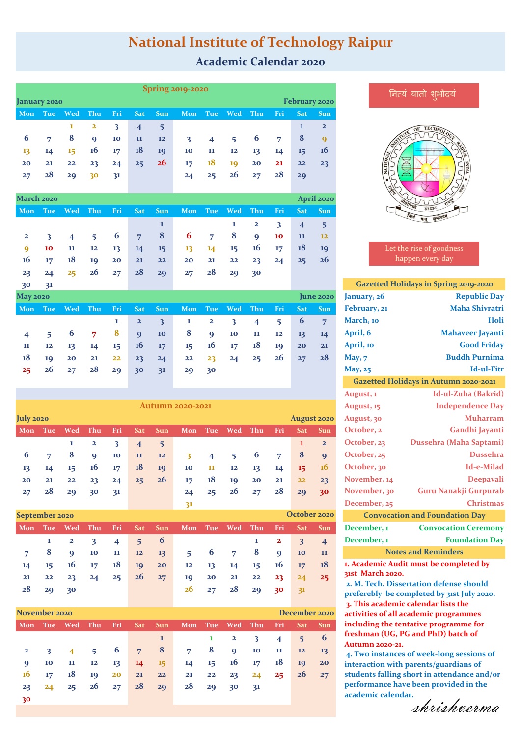# National Institute of Technology Raipur

## Academic Calendar 2020

### Spring 2019-2020

**January 2020**

| Mon | Tue | Wed | Thu | Fri | Sat | Sun |
|---|---|---|---|---|---|---|
| | | 1 | 2 | 3 | 4 | 5 |
| 6 | 7 | 8 | 9 | 10 | 11 | 12 |
| 13 | 14 | 15 | 16 | 17 | 18 | 19 |
| 20 | 21 | 22 | 23 | 24 | 25 | 26 |
| 27 | 28 | 29 | 30 | 31 | | |

**February 2020**

| Mon | Tue | Wed | Thu | Fri | Sat | Sun |
|---|---|---|---|---|---|---|
| | | | | | 1 | 2 |
| 3 | 4 | 5 | 6 | 7 | 8 | 9 |
| 10 | 11 | 12 | 13 | 14 | 15 | 16 |
| 17 | 18 | 19 | 20 | 21 | 22 | 23 |
| 24 | 25 | 26 | 27 | 28 | 29 | |

**March 2020**

| Mon | Tue | Wed | Thu | Fri | Sat | Sun |
|---|---|---|---|---|---|---|
| | | | | | | 1 |
| 2 | 3 | 4 | 5 | 6 | 7 | 8 |
| 9 | 10 | 11 | 12 | 13 | 14 | 15 |
| 16 | 17 | 18 | 19 | 20 | 21 | 22 |
| 23 | 24 | 25 | 26 | 27 | 28 | 29 |
| 30 | 31 | | | | | |

**April 2020**

| Mon | Tue | Wed | Thu | Fri | Sat | Sun |
|---|---|---|---|---|---|---|
| | | 1 | 2 | 3 | 4 | 5 |
| 6 | 7 | 8 | 9 | 10 | 11 | 12 |
| 13 | 14 | 15 | 16 | 17 | 18 | 19 |
| 20 | 21 | 22 | 23 | 24 | 25 | 26 |
| 27 | 28 | 29 | 30 | | | |

**May 2020**

| Mon | Tue | Wed | Thu | Fri | Sat | Sun |
|---|---|---|---|---|---|---|
| | | | | 1 | 2 | 3 |
| 4 | 5 | 6 | 7 | 8 | 9 | 10 |
| 11 | 12 | 13 | 14 | 15 | 16 | 17 |
| 18 | 19 | 20 | 21 | 22 | 23 | 24 |
| 25 | 26 | 27 | 28 | 29 | 30 | 31 |

**June 2020**

| Mon | Tue | Wed | Thu | Fri | Sat | Sun |
|---|---|---|---|---|---|---|
| 1 | 2 | 3 | 4 | 5 | 6 | 7 |
| 8 | 9 | 10 | 11 | 12 | 13 | 14 |
| 15 | 16 | 17 | 18 | 19 | 20 | 21 |
| 22 | 23 | 24 | 25 | 26 | 27 | 28 |
| 29 | 30 | | | | | |

### Autumn 2020-2021

**July 2020**

| Mon | Tue | Wed | Thu | Fri | Sat | Sun |
|---|---|---|---|---|---|---|
| | | 1 | 2 | 3 | 4 | 5 |
| 6 | 7 | 8 | 9 | 10 | 11 | 12 |
| 13 | 14 | 15 | 16 | 17 | 18 | 19 |
| 20 | 21 | 22 | 23 | 24 | 25 | 26 |
| 27 | 28 | 29 | 30 | 31 | | |

**August 2020**

| Mon | Tue | Wed | Thu | Fri | Sat | Sun |
|---|---|---|---|---|---|---|
| | | | | | 1 | 2 |
| 3 | 4 | 5 | 6 | 7 | 8 | 9 |
| 10 | 11 | 12 | 13 | 14 | 15 | 16 |
| 17 | 18 | 19 | 20 | 21 | 22 | 23 |
| 24 | 25 | 26 | 27 | 28 | 29 | 30 |
| 31 | | | | | | |

**September 2020**

| Mon | Tue | Wed | Thu | Fri | Sat | Sun |
|---|---|---|---|---|---|---|
| | 1 | 2 | 3 | 4 | 5 | 6 |
| 7 | 8 | 9 | 10 | 11 | 12 | 13 |
| 14 | 15 | 16 | 17 | 18 | 19 | 20 |
| 21 | 22 | 23 | 24 | 25 | 26 | 27 |
| 28 | 29 | 30 | | | | |

**October 2020**

| Mon | Tue | Wed | Thu | Fri | Sat | Sun |
|---|---|---|---|---|---|---|
| | | | 1 | 2 | 3 | 4 |
| 5 | 6 | 7 | 8 | 9 | 10 | 11 |
| 12 | 13 | 14 | 15 | 16 | 17 | 18 |
| 19 | 20 | 21 | 22 | 23 | 24 | 25 |
| 26 | 27 | 28 | 29 | 30 | 31 | |

**November 2020**

| Mon | Tue | Wed | Thu | Fri | Sat | Sun |
|---|---|---|---|---|---|---|
| | | | | | | 1 |
| 2 | 3 | 4 | 5 | 6 | 7 | 8 |
| 9 | 10 | 11 | 12 | 13 | 14 | 15 |
| 16 | 17 | 18 | 19 | 20 | 21 | 22 |
| 23 | 24 | 25 | 26 | 27 | 28 | 29 |
| 30 | | | | | | |

**December 2020**

| Mon | Tue | Wed | Thu | Fri | Sat | Sun |
|---|---|---|---|---|---|---|
| | 1 | 2 | 3 | 4 | 5 | 6 |
| 7 | 8 | 9 | 10 | 11 | 12 | 13 |
| 14 | 15 | 16 | 17 | 18 | 19 | 20 |
| 21 | 22 | 23 | 24 | 25 | 26 | 27 |
| 28 | 29 | 30 | 31 | | | |

नित्यं यातो शुभोदयं

Let the rise of goodness happen every day

### Gazetted Holidays in Spring 2019-2020

| Date | Holiday |
|---|---|
| January, 26 | Republic Day |
| February, 21 | Maha Shivratri |
| March, 10 | Holi |
| April, 6 | Mahaveer Jayanti |
| April, 10 | Good Friday |
| May, 7 | Buddh Purnima |
| May, 25 | Id-ul-Fitr |

### Gazetted Holidays in Autumn 2020-2021

| Date | Holiday |
|---|---|
| August, 1 | Id-ul-Zuha (Bakrid) |
| August, 15 | Independence Day |
| August, 30 | Muharram |
| October, 2 | Gandhi Jayanti |
| October, 23 | Dussehra (Maha Saptami) |
| October, 25 | Dussehra |
| October, 30 | Id-e-Milad |
| November, 14 | Deepavali |
| November, 30 | Guru Nanakji Gurpurab |
| December, 25 | Christmas |

### Convocation and Foundation Day

| Date | Event |
|---|---|
| December, 1 | Convocation Ceremony |
| December, 1 | Foundation Day |

### Notes and Reminders

1. Academic Audit must be completed by 31st March 2020.
2. M. Tech. Dissertation defense should preferebly be completed by 31st July 2020.
3. This academic calendar lists the activities of all academic programmes including the tentative programme for freshman (UG, PG and PhD) batch of Autumn 2020-21.
4. Two instances of week-long sessions of interaction with parents/guardians of students falling short in attendance and/or performance have been provided in the academic calendar.

*shrishverma*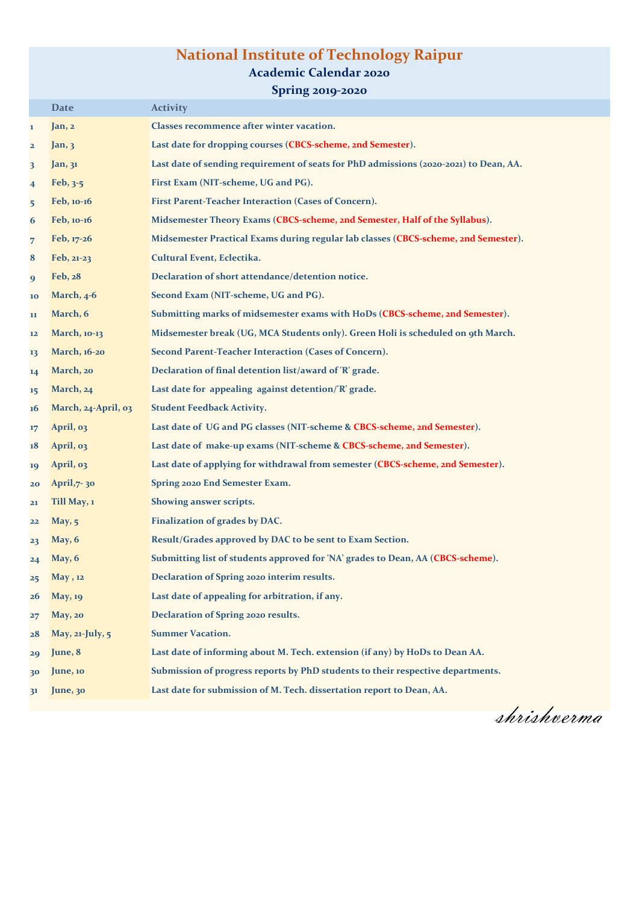# National Institute of Technology Raipur

## Academic Calendar 2020

## Spring 2019-2020

| | Date | Activity |
|---|---|---|
| 1 | Jan, 2 | Classes recommence after winter vacation. |
| 2 | Jan, 3 | Last date for dropping courses (CBCS-scheme, 2nd Semester). |
| 3 | Jan, 31 | Last date of sending requirement of seats for PhD admissions (2020-2021) to Dean, AA. |
| 4 | Feb, 3-5 | First Exam (NIT-scheme, UG and PG). |
| 5 | Feb, 10-16 | First Parent-Teacher Interaction (Cases of Concern). |
| 6 | Feb, 10-16 | Midsemester Theory Exams (CBCS-scheme, 2nd Semester, Half of the Syllabus). |
| 7 | Feb, 17-26 | Midsemester Practical Exams during regular lab classes (CBCS-scheme, 2nd Semester). |
| 8 | Feb, 21-23 | Cultural Event, Eclectika. |
| 9 | Feb, 28 | Declaration of short attendance/detention notice. |
| 10 | March, 4-6 | Second Exam (NIT-scheme, UG and PG). |
| 11 | March, 6 | Submitting marks of midsemester exams with HoDs (CBCS-scheme, 2nd Semester). |
| 12 | March, 10-13 | Midsemester break (UG, MCA Students only). Green Holi is scheduled on 9th March. |
| 13 | March, 16-20 | Second Parent-Teacher Interaction (Cases of Concern). |
| 14 | March, 20 | Declaration of final detention list/award of 'R' grade. |
| 15 | March, 24 | Last date for appealing against detention/'R' grade. |
| 16 | March, 24-April, 03 | Student Feedback Activity. |
| 17 | April, 03 | Last date of UG and PG classes (NIT-scheme & CBCS-scheme, 2nd Semester). |
| 18 | April, 03 | Last date of make-up exams (NIT-scheme & CBCS-scheme, 2nd Semester). |
| 19 | April, 03 | Last date of applying for withdrawal from semester (CBCS-scheme, 2nd Semester). |
| 20 | April,7- 30 | Spring 2020 End Semester Exam. |
| 21 | Till May, 1 | Showing answer scripts. |
| 22 | May, 5 | Finalization of grades by DAC. |
| 23 | May, 6 | Result/Grades approved by DAC to be sent to Exam Section. |
| 24 | May, 6 | Submitting list of students approved for 'NA' grades to Dean, AA (CBCS-scheme). |
| 25 | May , 12 | Declaration of Spring 2020 interim results. |
| 26 | May, 19 | Last date of appealing for arbitration, if any. |
| 27 | May, 20 | Declaration of Spring 2020 results. |
| 28 | May, 21-July, 5 | Summer Vacation. |
| 29 | June, 8 | Last date of informing about M. Tech. extension (if any) by HoDs to Dean AA. |
| 30 | June, 10 | Submission of progress reports by PhD students to their respective departments. |
| 31 | June, 30 | Last date for submission of M. Tech. dissertation report to Dean, AA. |

*shrishverma*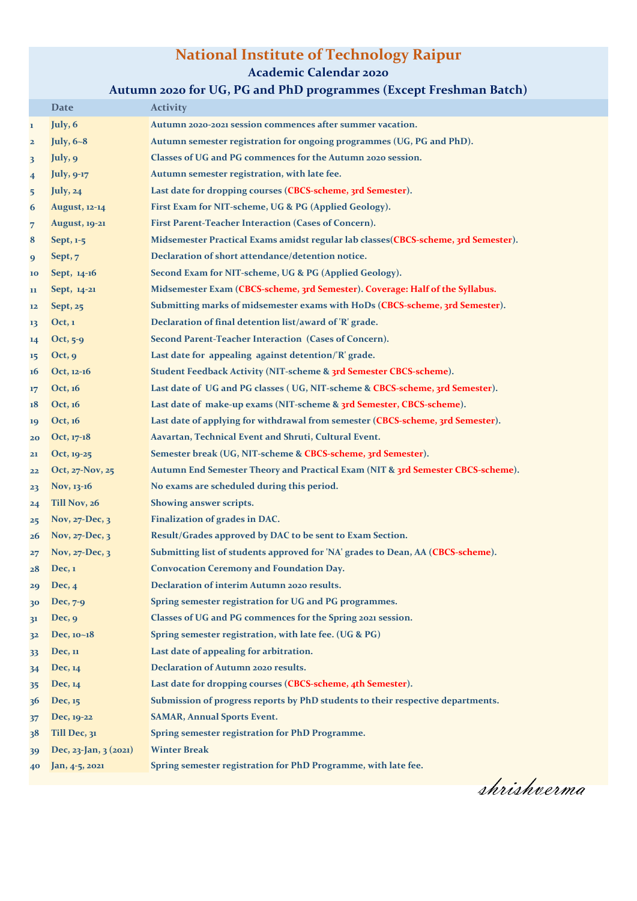# National Institute of Technology Raipur

## Academic Calendar 2020

### Autumn 2020 for UG, PG and PhD programmes (Except Freshman Batch)

| | Date | Activity |
|---|---|---|
| 1 | July, 6 | Autumn 2020-2021 session commences after summer vacation. |
| 2 | July, 6~8 | Autumn semester registration for ongoing programmes (UG, PG and PhD). |
| 3 | July, 9 | Classes of UG and PG commences for the Autumn 2020 session. |
| 4 | July, 9-17 | Autumn semester registration, with late fee. |
| 5 | July, 24 | Last date for dropping courses (CBCS-scheme, 3rd Semester). |
| 6 | August, 12-14 | First Exam for NIT-scheme, UG & PG (Applied Geology). |
| 7 | August, 19-21 | First Parent-Teacher Interaction (Cases of Concern). |
| 8 | Sept, 1-5 | Midsemester Practical Exams amidst regular lab classes(CBCS-scheme, 3rd Semester). |
| 9 | Sept, 7 | Declaration of short attendance/detention notice. |
| 10 | Sept, 14-16 | Second Exam for NIT-scheme, UG & PG (Applied Geology). |
| 11 | Sept, 14-21 | Midsemester Exam (CBCS-scheme, 3rd Semester). Coverage: Half of the Syllabus. |
| 12 | Sept, 25 | Submitting marks of midsemester exams with HoDs (CBCS-scheme, 3rd Semester). |
| 13 | Oct, 1 | Declaration of final detention list/award of 'R' grade. |
| 14 | Oct, 5-9 | Second Parent-Teacher Interaction (Cases of Concern). |
| 15 | Oct, 9 | Last date for appealing against detention/'R' grade. |
| 16 | Oct, 12-16 | Student Feedback Activity (NIT-scheme & 3rd Semester CBCS-scheme). |
| 17 | Oct, 16 | Last date of UG and PG classes ( UG, NIT-scheme & CBCS-scheme, 3rd Semester). |
| 18 | Oct, 16 | Last date of make-up exams (NIT-scheme & 3rd Semester, CBCS-scheme). |
| 19 | Oct, 16 | Last date of applying for withdrawal from semester (CBCS-scheme, 3rd Semester). |
| 20 | Oct, 17-18 | Aavartan, Technical Event and Shruti, Cultural Event. |
| 21 | Oct, 19-25 | Semester break (UG, NIT-scheme & CBCS-scheme, 3rd Semester). |
| 22 | Oct, 27-Nov, 25 | Autumn End Semester Theory and Practical Exam (NIT & 3rd Semester CBCS-scheme). |
| 23 | Nov, 13-16 | No exams are scheduled during this period. |
| 24 | Till Nov, 26 | Showing answer scripts. |
| 25 | Nov, 27-Dec, 3 | Finalization of grades in DAC. |
| 26 | Nov, 27-Dec, 3 | Result/Grades approved by DAC to be sent to Exam Section. |
| 27 | Nov, 27-Dec, 3 | Submitting list of students approved for 'NA' grades to Dean, AA (CBCS-scheme). |
| 28 | Dec, 1 | Convocation Ceremony and Foundation Day. |
| 29 | Dec, 4 | Declaration of interim Autumn 2020 results. |
| 30 | Dec, 7-9 | Spring semester registration for UG and PG programmes. |
| 31 | Dec, 9 | Classes of UG and PG commences for the Spring 2021 session. |
| 32 | Dec, 10~18 | Spring semester registration, with late fee. (UG & PG) |
| 33 | Dec, 11 | Last date of appealing for arbitration. |
| 34 | Dec, 14 | Declaration of Autumn 2020 results. |
| 35 | Dec, 14 | Last date for dropping courses (CBCS-scheme, 4th Semester). |
| 36 | Dec, 15 | Submission of progress reports by PhD students to their respective departments. |
| 37 | Dec, 19-22 | SAMAR, Annual Sports Event. |
| 38 | Till Dec, 31 | Spring semester registration for PhD Programme. |
| 39 | Dec, 23-Jan, 3 (2021) | Winter Break |
| 40 | Jan, 4-5, 2021 | Spring semester registration for PhD Programme, with late fee. |

*shrishverma*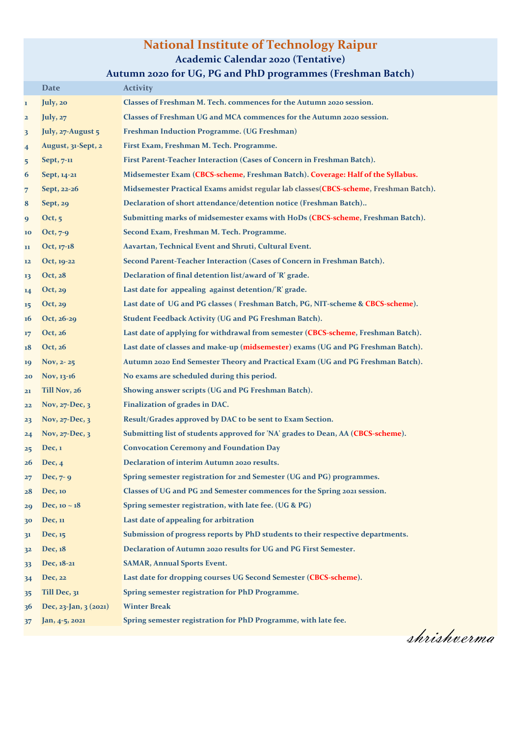# National Institute of Technology Raipur

## Academic Calendar 2020 (Tentative)

## Autumn 2020 for UG, PG and PhD programmes (Freshman Batch)

| | Date | Activity |
|---|---|---|
| 1 | July, 20 | Classes of Freshman M. Tech. commences for the Autumn 2020 session. |
| 2 | July, 27 | Classes of Freshman UG and MCA commences for the Autumn 2020 session. |
| 3 | July, 27-August 5 | Freshman Induction Programme. (UG Freshman) |
| 4 | August, 31-Sept, 2 | First Exam, Freshman M. Tech. Programme. |
| 5 | Sept, 7-11 | First Parent-Teacher Interaction (Cases of Concern in Freshman Batch). |
| 6 | Sept, 14-21 | Midsemester Exam (CBCS-scheme, Freshman Batch). Coverage: Half of the Syllabus. |
| 7 | Sept, 22-26 | Midsemester Practical Exams amidst regular lab classes(CBCS-scheme, Freshman Batch). |
| 8 | Sept, 29 | Declaration of short attendance/detention notice (Freshman Batch).. |
| 9 | Oct, 5 | Submitting marks of midsemester exams with HoDs (CBCS-scheme, Freshman Batch). |
| 10 | Oct, 7-9 | Second Exam, Freshman M. Tech. Programme. |
| 11 | Oct, 17-18 | Aavartan, Technical Event and Shruti, Cultural Event. |
| 12 | Oct, 19-22 | Second Parent-Teacher Interaction (Cases of Concern in Freshman Batch). |
| 13 | Oct, 28 | Declaration of final detention list/award of 'R' grade. |
| 14 | Oct, 29 | Last date for appealing against detention/'R' grade. |
| 15 | Oct, 29 | Last date of UG and PG classes ( Freshman Batch, PG, NIT-scheme & CBCS-scheme). |
| 16 | Oct, 26-29 | Student Feedback Activity (UG and PG Freshman Batch). |
| 17 | Oct, 26 | Last date of applying for withdrawal from semester (CBCS-scheme, Freshman Batch). |
| 18 | Oct, 26 | Last date of classes and make-up (midsemester) exams (UG and PG Freshman Batch). |
| 19 | Nov, 2- 25 | Autumn 2020 End Semester Theory and Practical Exam (UG and PG Freshman Batch). |
| 20 | Nov, 13-16 | No exams are scheduled during this period. |
| 21 | Till Nov, 26 | Showing answer scripts (UG and PG Freshman Batch). |
| 22 | Nov, 27-Dec, 3 | Finalization of grades in DAC. |
| 23 | Nov, 27-Dec, 3 | Result/Grades approved by DAC to be sent to Exam Section. |
| 24 | Nov, 27-Dec, 3 | Submitting list of students approved for 'NA' grades to Dean, AA (CBCS-scheme). |
| 25 | Dec, 1 | Convocation Ceremony and Foundation Day |
| 26 | Dec, 4 | Declaration of interim Autumn 2020 results. |
| 27 | Dec, 7- 9 | Spring semester registration for 2nd Semester (UG and PG) programmes. |
| 28 | Dec, 10 | Classes of UG and PG 2nd Semester commences for the Spring 2021 session. |
| 29 | Dec, 10 ~ 18 | Spring semester registration, with late fee. (UG & PG) |
| 30 | Dec, 11 | Last date of appealing for arbitration |
| 31 | Dec, 15 | Submission of progress reports by PhD students to their respective departments. |
| 32 | Dec, 18 | Declaration of Autumn 2020 results for UG and PG First Semester. |
| 33 | Dec, 18-21 | SAMAR, Annual Sports Event. |
| 34 | Dec, 22 | Last date for dropping courses UG Second Semester (CBCS-scheme). |
| 35 | Till Dec, 31 | Spring semester registration for PhD Programme. |
| 36 | Dec, 23-Jan, 3 (2021) | Winter Break |
| 37 | Jan, 4-5, 2021 | Spring semester registration for PhD Programme, with late fee. |

*shrishverma*